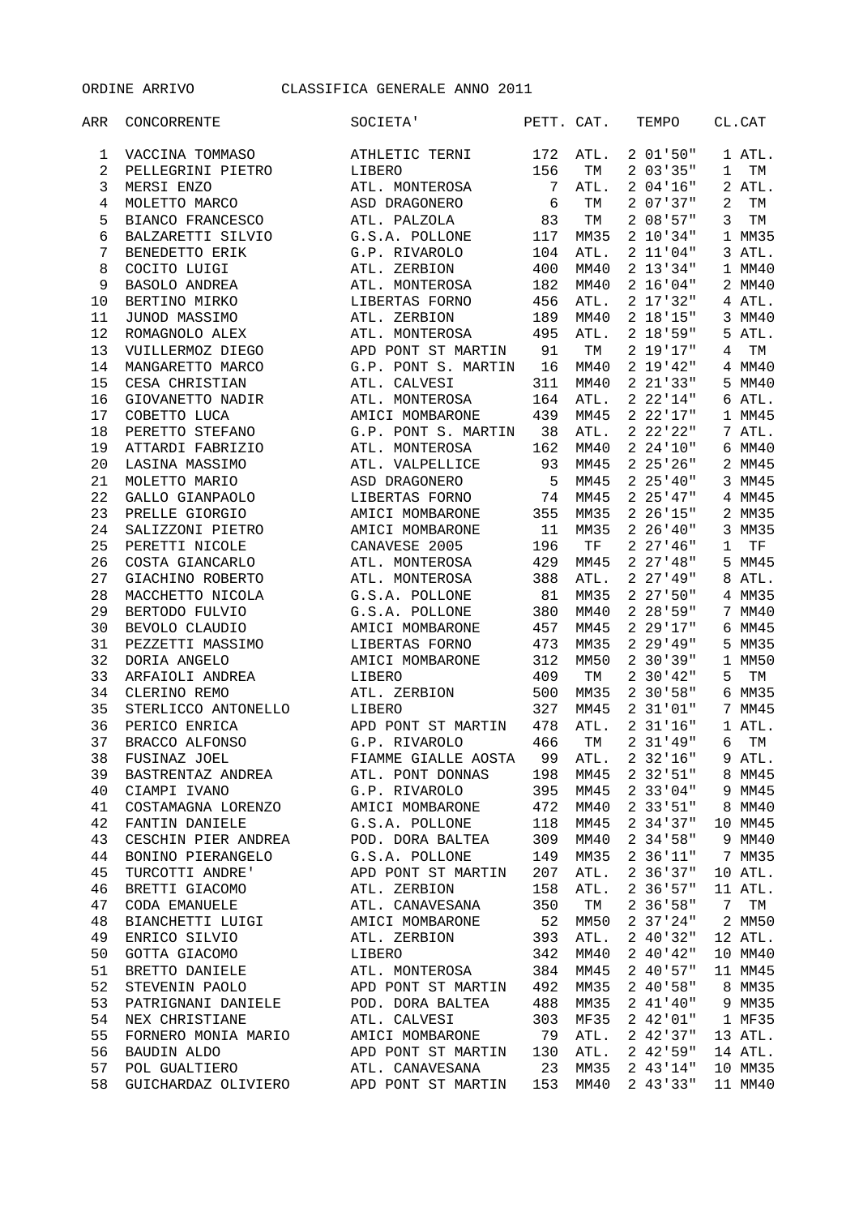ORDINE ARRIVO CLASSIFICA GENERALE ANNO 2011

| ARR | CONCORRENTE | SOCIETA' | PETT. | CAT. | TEMPO | CL.CAT |
|---|---|---|---|---|---|---|
| 1 | VACCINA TOMMASO | ATHLETIC TERNI | 172 | ATL. | 2 01'50" | 1 ATL. |
| 2 | PELLEGRINI PIETRO | LIBERO | 156 | TM | 2 03'35" | 1 TM |
| 3 | MERSI ENZO | ATL. MONTEROSA | 7 | ATL. | 2 04'16" | 2 ATL. |
| 4 | MOLETTO MARCO | ASD DRAGONERO | 6 | TM | 2 07'37" | 2 TM |
| 5 | BIANCO FRANCESCO | ATL. PALZOLA | 83 | TM | 2 08'57" | 3 TM |
| 6 | BALZARETTI SILVIO | G.S.A. POLLONE | 117 | MM35 | 2 10'34" | 1 MM35 |
| 7 | BENEDETTO ERIK | G.P. RIVAROLO | 104 | ATL. | 2 11'04" | 3 ATL. |
| 8 | COCITO LUIGI | ATL. ZERBION | 400 | MM40 | 2 13'34" | 1 MM40 |
| 9 | BASOLO ANDREA | ATL. MONTEROSA | 182 | MM40 | 2 16'04" | 2 MM40 |
| 10 | BERTINO MIRKO | LIBERTAS FORNO | 456 | ATL. | 2 17'32" | 4 ATL. |
| 11 | JUNOD MASSIMO | ATL. ZERBION | 189 | MM40 | 2 18'15" | 3 MM40 |
| 12 | ROMAGNOLO ALEX | ATL. MONTEROSA | 495 | ATL. | 2 18'59" | 5 ATL. |
| 13 | VUILLERMOZ DIEGO | APD PONT ST MARTIN | 91 | TM | 2 19'17" | 4 TM |
| 14 | MANGARETTO MARCO | G.P. PONT S. MARTIN | 16 | MM40 | 2 19'42" | 4 MM40 |
| 15 | CESA CHRISTIAN | ATL. CALVESI | 311 | MM40 | 2 21'33" | 5 MM40 |
| 16 | GIOVANETTO NADIR | ATL. MONTEROSA | 164 | ATL. | 2 22'14" | 6 ATL. |
| 17 | COBETTO LUCA | AMICI MOMBARONE | 439 | MM45 | 2 22'17" | 1 MM45 |
| 18 | PERETTO STEFANO | G.P. PONT S. MARTIN | 38 | ATL. | 2 22'22" | 7 ATL. |
| 19 | ATTARDI FABRIZIO | ATL. MONTEROSA | 162 | MM40 | 2 24'10" | 6 MM40 |
| 20 | LASINA MASSIMO | ATL. VALPELLICE | 93 | MM45 | 2 25'26" | 2 MM45 |
| 21 | MOLETTO MARIO | ASD DRAGONERO | 5 | MM45 | 2 25'40" | 3 MM45 |
| 22 | GALLO GIANPAOLO | LIBERTAS FORNO | 74 | MM45 | 2 25'47" | 4 MM45 |
| 23 | PRELLE GIORGIO | AMICI MOMBARONE | 355 | MM35 | 2 26'15" | 2 MM35 |
| 24 | SALIZZONI PIETRO | AMICI MOMBARONE | 11 | MM35 | 2 26'40" | 3 MM35 |
| 25 | PERETTI NICOLE | CANAVESE 2005 | 196 | TF | 2 27'46" | 1 TF |
| 26 | COSTA GIANCARLO | ATL. MONTEROSA | 429 | MM45 | 2 27'48" | 5 MM45 |
| 27 | GIACHINO ROBERTO | ATL. MONTEROSA | 388 | ATL. | 2 27'49" | 8 ATL. |
| 28 | MACCHETTO NICOLA | G.S.A. POLLONE | 81 | MM35 | 2 27'50" | 4 MM35 |
| 29 | BERTODO FULVIO | G.S.A. POLLONE | 380 | MM40 | 2 28'59" | 7 MM40 |
| 30 | BEVOLO CLAUDIO | AMICI MOMBARONE | 457 | MM45 | 2 29'17" | 6 MM45 |
| 31 | PEZZETTI MASSIMO | LIBERTAS FORNO | 473 | MM35 | 2 29'49" | 5 MM35 |
| 32 | DORIA ANGELO | AMICI MOMBARONE | 312 | MM50 | 2 30'39" | 1 MM50 |
| 33 | ARFAIOLI ANDREA | LIBERO | 409 | TM | 2 30'42" | 5 TM |
| 34 | CLERINO REMO | ATL. ZERBION | 500 | MM35 | 2 30'58" | 6 MM35 |
| 35 | STERLICCO ANTONELLO | LIBERO | 327 | MM45 | 2 31'01" | 7 MM45 |
| 36 | PERICO ENRICA | APD PONT ST MARTIN | 478 | ATL. | 2 31'16" | 1 ATL. |
| 37 | BRACCO ALFONSO | G.P. RIVAROLO | 466 | TM | 2 31'49" | 6 TM |
| 38 | FUSINAZ JOEL | FIAMME GIALLE AOSTA | 99 | ATL. | 2 32'16" | 9 ATL. |
| 39 | BASTRENTAZ ANDREA | ATL. PONT DONNAS | 198 | MM45 | 2 32'51" | 8 MM45 |
| 40 | CIAMPI IVANO | G.P. RIVAROLO | 395 | MM45 | 2 33'04" | 9 MM45 |
| 41 | COSTAMAGNA LORENZO | AMICI MOMBARONE | 472 | MM40 | 2 33'51" | 8 MM40 |
| 42 | FANTIN DANIELE | G.S.A. POLLONE | 118 | MM45 | 2 34'37" | 10 MM45 |
| 43 | CESCHIN PIER ANDREA | POD. DORA BALTEA | 309 | MM40 | 2 34'58" | 9 MM40 |
| 44 | BONINO PIERANGELO | G.S.A. POLLONE | 149 | MM35 | 2 36'11" | 7 MM35 |
| 45 | TURCOTTI ANDRE' | APD PONT ST MARTIN | 207 | ATL. | 2 36'37" | 10 ATL. |
| 46 | BRETTI GIACOMO | ATL. ZERBION | 158 | ATL. | 2 36'57" | 11 ATL. |
| 47 | CODA EMANUELE | ATL. CANAVESANA | 350 | TM | 2 36'58" | 7 TM |
| 48 | BIANCHETTI LUIGI | AMICI MOMBARONE | 52 | MM50 | 2 37'24" | 2 MM50 |
| 49 | ENRICO SILVIO | ATL. ZERBION | 393 | ATL. | 2 40'32" | 12 ATL. |
| 50 | GOTTA GIACOMO | LIBERO | 342 | MM40 | 2 40'42" | 10 MM40 |
| 51 | BRETTO DANIELE | ATL. MONTEROSA | 384 | MM45 | 2 40'57" | 11 MM45 |
| 52 | STEVENIN PAOLO | APD PONT ST MARTIN | 492 | MM35 | 2 40'58" | 8 MM35 |
| 53 | PATRIGNANI DANIELE | POD. DORA BALTEA | 488 | MM35 | 2 41'40" | 9 MM35 |
| 54 | NEX CHRISTIANE | ATL. CALVESI | 303 | MF35 | 2 42'01" | 1 MF35 |
| 55 | FORNERO MONIA MARIO | AMICI MOMBARONE | 79 | ATL. | 2 42'37" | 13 ATL. |
| 56 | BAUDIN ALDO | APD PONT ST MARTIN | 130 | ATL. | 2 42'59" | 14 ATL. |
| 57 | POL GUALTIERO | ATL. CANAVESANA | 23 | MM35 | 2 43'14" | 10 MM35 |
| 58 | GUICHARDAZ OLIVIERO | APD PONT ST MARTIN | 153 | MM40 | 2 43'33" | 11 MM40 |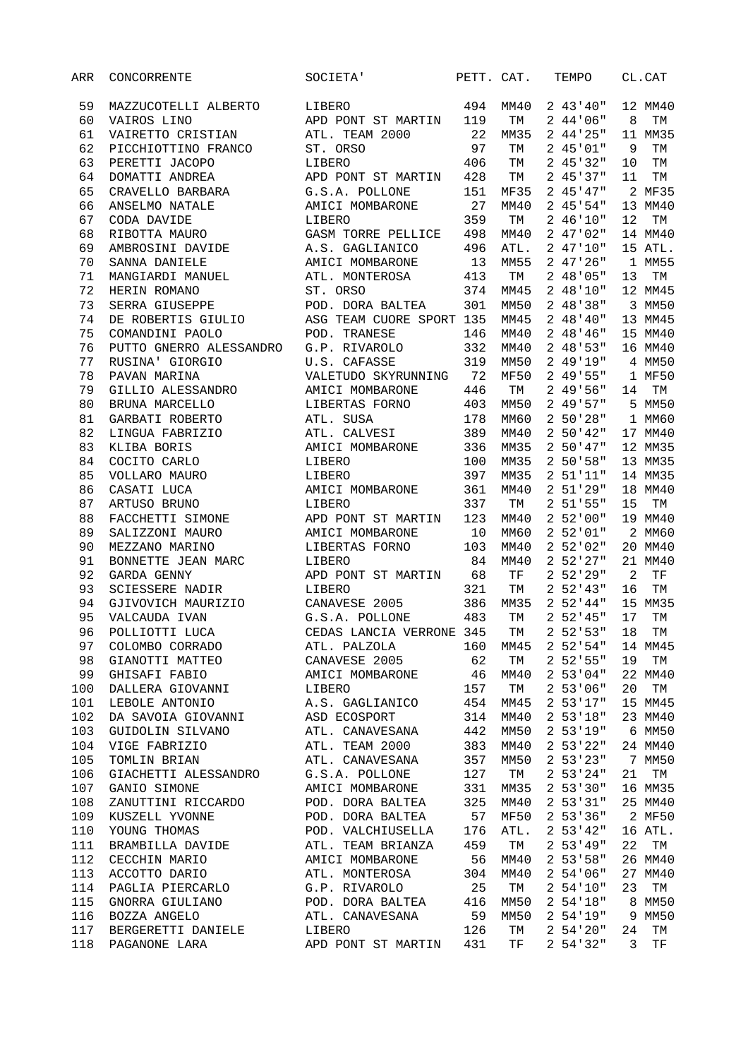| ARR | CONCORRENTE | SOCIETA' | PETT. | CAT. | TEMPO | CL.CAT |
|---|---|---|---|---|---|---|
| 59 | MAZZUCOTELLI ALBERTO | LIBERO | 494 | MM40 | 2 43'40" | 12 MM40 |
| 60 | VAIROS LINO | APD PONT ST MARTIN | 119 | TM | 2 44'06" | 8 TM |
| 61 | VAIRETTO CRISTIAN | ATL. TEAM 2000 | 22 | MM35 | 2 44'25" | 11 MM35 |
| 62 | PICCHIOTTINO FRANCO | ST. ORSO | 97 | TM | 2 45'01" | 9 TM |
| 63 | PERETTI JACOPO | LIBERO | 406 | TM | 2 45'32" | 10 TM |
| 64 | DOMATTI ANDREA | APD PONT ST MARTIN | 428 | TM | 2 45'37" | 11 TM |
| 65 | CRAVELLO BARBARA | G.S.A. POLLONE | 151 | MF35 | 2 45'47" | 2 MF35 |
| 66 | ANSELMO NATALE | AMICI MOMBARONE | 27 | MM40 | 2 45'54" | 13 MM40 |
| 67 | CODA DAVIDE | LIBERO | 359 | TM | 2 46'10" | 12 TM |
| 68 | RIBOTTA MAURO | GASM TORRE PELLICE | 498 | MM40 | 2 47'02" | 14 MM40 |
| 69 | AMBROSINI DAVIDE | A.S. GAGLIANICO | 496 | ATL. | 2 47'10" | 15 ATL. |
| 70 | SANNA DANIELE | AMICI MOMBARONE | 13 | MM55 | 2 47'26" | 1 MM55 |
| 71 | MANGIARDI MANUEL | ATL. MONTEROSA | 413 | TM | 2 48'05" | 13 TM |
| 72 | HERIN ROMANO | ST. ORSO | 374 | MM45 | 2 48'10" | 12 MM45 |
| 73 | SERRA GIUSEPPE | POD. DORA BALTEA | 301 | MM50 | 2 48'38" | 3 MM50 |
| 74 | DE ROBERTIS GIULIO | ASG TEAM CUORE SPORT | 135 | MM45 | 2 48'40" | 13 MM45 |
| 75 | COMANDINI PAOLO | POD. TRANESE | 146 | MM40 | 2 48'46" | 15 MM40 |
| 76 | PUTTO GNERRO ALESSANDRO | G.P. RIVAROLO | 332 | MM40 | 2 48'53" | 16 MM40 |
| 77 | RUSINA' GIORGIO | U.S. CAFASSE | 319 | MM50 | 2 49'19" | 4 MM50 |
| 78 | PAVAN MARINA | VALETUDO SKYRUNNING | 72 | MF50 | 2 49'55" | 1 MF50 |
| 79 | GILLIO ALESSANDRO | AMICI MOMBARONE | 446 | TM | 2 49'56" | 14 TM |
| 80 | BRUNA MARCELLO | LIBERTAS FORNO | 403 | MM50 | 2 49'57" | 5 MM50 |
| 81 | GARBATI ROBERTO | ATL. SUSA | 178 | MM60 | 2 50'28" | 1 MM60 |
| 82 | LINGUA FABRIZIO | ATL. CALVESI | 389 | MM40 | 2 50'42" | 17 MM40 |
| 83 | KLIBA BORIS | AMICI MOMBARONE | 336 | MM35 | 2 50'47" | 12 MM35 |
| 84 | COCITO CARLO | LIBERO | 100 | MM35 | 2 50'58" | 13 MM35 |
| 85 | VOLLARO MAURO | LIBERO | 397 | MM35 | 2 51'11" | 14 MM35 |
| 86 | CASATI LUCA | AMICI MOMBARONE | 361 | MM40 | 2 51'29" | 18 MM40 |
| 87 | ARTUSO BRUNO | LIBERO | 337 | TM | 2 51'55" | 15 TM |
| 88 | FACCHETTI SIMONE | APD PONT ST MARTIN | 123 | MM40 | 2 52'00" | 19 MM40 |
| 89 | SALIZZONI MAURO | AMICI MOMBARONE | 10 | MM60 | 2 52'01" | 2 MM60 |
| 90 | MEZZANO MARINO | LIBERTAS FORNO | 103 | MM40 | 2 52'02" | 20 MM40 |
| 91 | BONNETTE JEAN MARC | LIBERO | 84 | MM40 | 2 52'27" | 21 MM40 |
| 92 | GARDA GENNY | APD PONT ST MARTIN | 68 | TF | 2 52'29" | 2 TF |
| 93 | SCIESSERE NADIR | LIBERO | 321 | TM | 2 52'43" | 16 TM |
| 94 | GJIVOVICH MAURIZIO | CANAVESE 2005 | 386 | MM35 | 2 52'44" | 15 MM35 |
| 95 | VALCAUDA IVAN | G.S.A. POLLONE | 483 | TM | 2 52'45" | 17 TM |
| 96 | POLLIOTTI LUCA | CEDAS LANCIA VERRONE | 345 | TM | 2 52'53" | 18 TM |
| 97 | COLOMBO CORRADO | ATL. PALZOLA | 160 | MM45 | 2 52'54" | 14 MM45 |
| 98 | GIANOTTI MATTEO | CANAVESE 2005 | 62 | TM | 2 52'55" | 19 TM |
| 99 | GHISAFI FABIO | AMICI MOMBARONE | 46 | MM40 | 2 53'04" | 22 MM40 |
| 100 | DALLERA GIOVANNI | LIBERO | 157 | TM | 2 53'06" | 20 TM |
| 101 | LEBOLE ANTONIO | A.S. GAGLIANICO | 454 | MM45 | 2 53'17" | 15 MM45 |
| 102 | DA SAVOIA GIOVANNI | ASD ECOSPORT | 314 | MM40 | 2 53'18" | 23 MM40 |
| 103 | GUIDOLIN SILVANO | ATL. CANAVESANA | 442 | MM50 | 2 53'19" | 6 MM50 |
| 104 | VIGE FABRIZIO | ATL. TEAM 2000 | 383 | MM40 | 2 53'22" | 24 MM40 |
| 105 | TOMLIN BRIAN | ATL. CANAVESANA | 357 | MM50 | 2 53'23" | 7 MM50 |
| 106 | GIACHETTI ALESSANDRO | G.S.A. POLLONE | 127 | TM | 2 53'24" | 21 TM |
| 107 | GANIO SIMONE | AMICI MOMBARONE | 331 | MM35 | 2 53'30" | 16 MM35 |
| 108 | ZANUTTINI RICCARDO | POD. DORA BALTEA | 325 | MM40 | 2 53'31" | 25 MM40 |
| 109 | KUSZELL YVONNE | POD. DORA BALTEA | 57 | MF50 | 2 53'36" | 2 MF50 |
| 110 | YOUNG THOMAS | POD. VALCHIUSELLA | 176 | ATL. | 2 53'42" | 16 ATL. |
| 111 | BRAMBILLA DAVIDE | ATL. TEAM BRIANZA | 459 | TM | 2 53'49" | 22 TM |
| 112 | CECCHIN MARIO | AMICI MOMBARONE | 56 | MM40 | 2 53'58" | 26 MM40 |
| 113 | ACCOTTO DARIO | ATL. MONTEROSA | 304 | MM40 | 2 54'06" | 27 MM40 |
| 114 | PAGLIA PIERCARLO | G.P. RIVAROLO | 25 | TM | 2 54'10" | 23 TM |
| 115 | GNORRA GIULIANO | POD. DORA BALTEA | 416 | MM50 | 2 54'18" | 8 MM50 |
| 116 | BOZZA ANGELO | ATL. CANAVESANA | 59 | MM50 | 2 54'19" | 9 MM50 |
| 117 | BERGERETTI DANIELE | LIBERO | 126 | TM | 2 54'20" | 24 TM |
| 118 | PAGANONE LARA | APD PONT ST MARTIN | 431 | TF | 2 54'32" | 3 TF |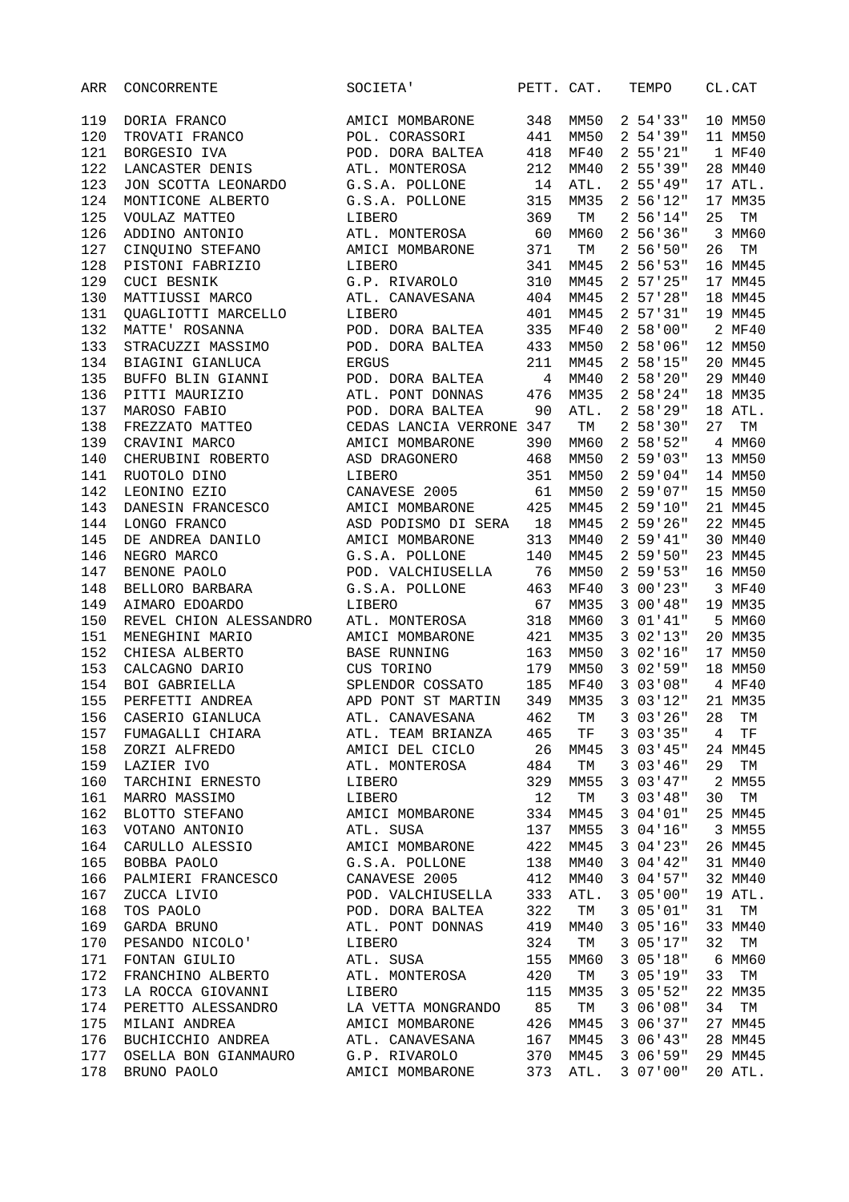| ARR | CONCORRENTE | SOCIETA' | PETT. | CAT. | TEMPO | CL.CAT |
|---|---|---|---|---|---|---|
| 119 | DORIA FRANCO | AMICI MOMBARONE | 348 | MM50 | 2 54'33" | 10 MM50 |
| 120 | TROVATI FRANCO | POL. CORASSORI | 441 | MM50 | 2 54'39" | 11 MM50 |
| 121 | BORGESIO IVA | POD. DORA BALTEA | 418 | MF40 | 2 55'21" | 1 MF40 |
| 122 | LANCASTER DENIS | ATL. MONTEROSA | 212 | MM40 | 2 55'39" | 28 MM40 |
| 123 | JON SCOTTA LEONARDO | G.S.A. POLLONE | 14 | ATL. | 2 55'49" | 17 ATL. |
| 124 | MONTICONE ALBERTO | G.S.A. POLLONE | 315 | MM35 | 2 56'12" | 17 MM35 |
| 125 | VOULAZ MATTEO | LIBERO | 369 | TM | 2 56'14" | 25 TM |
| 126 | ADDINO ANTONIO | ATL. MONTEROSA | 60 | MM60 | 2 56'36" | 3 MM60 |
| 127 | CINQUINO STEFANO | AMICI MOMBARONE | 371 | TM | 2 56'50" | 26 TM |
| 128 | PISTONI FABRIZIO | LIBERO | 341 | MM45 | 2 56'53" | 16 MM45 |
| 129 | CUCI BESNIK | G.P. RIVAROLO | 310 | MM45 | 2 57'25" | 17 MM45 |
| 130 | MATTIUSSI MARCO | ATL. CANAVESANA | 404 | MM45 | 2 57'28" | 18 MM45 |
| 131 | QUAGLIOTTI MARCELLO | LIBERO | 401 | MM45 | 2 57'31" | 19 MM45 |
| 132 | MATTE' ROSANNA | POD. DORA BALTEA | 335 | MF40 | 2 58'00" | 2 MF40 |
| 133 | STRACUZZI MASSIMO | POD. DORA BALTEA | 433 | MM50 | 2 58'06" | 12 MM50 |
| 134 | BIAGINI GIANLUCA | ERGUS | 211 | MM45 | 2 58'15" | 20 MM45 |
| 135 | BUFFO BLIN GIANNI | POD. DORA BALTEA | 4 | MM40 | 2 58'20" | 29 MM40 |
| 136 | PITTI MAURIZIO | ATL. PONT DONNAS | 476 | MM35 | 2 58'24" | 18 MM35 |
| 137 | MAROSO FABIO | POD. DORA BALTEA | 90 | ATL. | 2 58'29" | 18 ATL. |
| 138 | FREZZATO MATTEO | CEDAS LANCIA VERRONE | 347 | TM | 2 58'30" | 27 TM |
| 139 | CRAVINI MARCO | AMICI MOMBARONE | 390 | MM60 | 2 58'52" | 4 MM60 |
| 140 | CHERUBINI ROBERTO | ASD DRAGONERO | 468 | MM50 | 2 59'03" | 13 MM50 |
| 141 | RUOTOLO DINO | LIBERO | 351 | MM50 | 2 59'04" | 14 MM50 |
| 142 | LEONINO EZIO | CANAVESE 2005 | 61 | MM50 | 2 59'07" | 15 MM50 |
| 143 | DANESIN FRANCESCO | AMICI MOMBARONE | 425 | MM45 | 2 59'10" | 21 MM45 |
| 144 | LONGO FRANCO | ASD PODISMO DI SERA | 18 | MM45 | 2 59'26" | 22 MM45 |
| 145 | DE ANDREA DANILO | AMICI MOMBARONE | 313 | MM40 | 2 59'41" | 30 MM40 |
| 146 | NEGRO MARCO | G.S.A. POLLONE | 140 | MM45 | 2 59'50" | 23 MM45 |
| 147 | BENONE PAOLO | POD. VALCHIUSELLA | 76 | MM50 | 2 59'53" | 16 MM50 |
| 148 | BELLORO BARBARA | G.S.A. POLLONE | 463 | MF40 | 3 00'23" | 3 MF40 |
| 149 | AIMARO EDOARDO | LIBERO | 67 | MM35 | 3 00'48" | 19 MM35 |
| 150 | REVEL CHION ALESSANDRO | ATL. MONTEROSA | 318 | MM60 | 3 01'41" | 5 MM60 |
| 151 | MENEGHINI MARIO | AMICI MOMBARONE | 421 | MM35 | 3 02'13" | 20 MM35 |
| 152 | CHIESA ALBERTO | BASE RUNNING | 163 | MM50 | 3 02'16" | 17 MM50 |
| 153 | CALCAGNO DARIO | CUS TORINO | 179 | MM50 | 3 02'59" | 18 MM50 |
| 154 | BOI GABRIELLA | SPLENDOR COSSATO | 185 | MF40 | 3 03'08" | 4 MF40 |
| 155 | PERFETTI ANDREA | APD PONT ST MARTIN | 349 | MM35 | 3 03'12" | 21 MM35 |
| 156 | CASERIO GIANLUCA | ATL. CANAVESANA | 462 | TM | 3 03'26" | 28 TM |
| 157 | FUMAGALLI CHIARA | ATL. TEAM BRIANZA | 465 | TF | 3 03'35" | 4 TF |
| 158 | ZORZI ALFREDO | AMICI DEL CICLO | 26 | MM45 | 3 03'45" | 24 MM45 |
| 159 | LAZIER IVO | ATL. MONTEROSA | 484 | TM | 3 03'46" | 29 TM |
| 160 | TARCHINI ERNESTO | LIBERO | 329 | MM55 | 3 03'47" | 2 MM55 |
| 161 | MARRO MASSIMO | LIBERO | 12 | TM | 3 03'48" | 30 TM |
| 162 | BLOTTO STEFANO | AMICI MOMBARONE | 334 | MM45 | 3 04'01" | 25 MM45 |
| 163 | VOTANO ANTONIO | ATL. SUSA | 137 | MM55 | 3 04'16" | 3 MM55 |
| 164 | CARULLO ALESSIO | AMICI MOMBARONE | 422 | MM45 | 3 04'23" | 26 MM45 |
| 165 | BOBBA PAOLO | G.S.A. POLLONE | 138 | MM40 | 3 04'42" | 31 MM40 |
| 166 | PALMIERI FRANCESCO | CANAVESE 2005 | 412 | MM40 | 3 04'57" | 32 MM40 |
| 167 | ZUCCA LIVIO | POD. VALCHIUSELLA | 333 | ATL. | 3 05'00" | 19 ATL. |
| 168 | TOS PAOLO | POD. DORA BALTEA | 322 | TM | 3 05'01" | 31 TM |
| 169 | GARDA BRUNO | ATL. PONT DONNAS | 419 | MM40 | 3 05'16" | 33 MM40 |
| 170 | PESANDO NICOLO' | LIBERO | 324 | TM | 3 05'17" | 32 TM |
| 171 | FONTAN GIULIO | ATL. SUSA | 155 | MM60 | 3 05'18" | 6 MM60 |
| 172 | FRANCHINO ALBERTO | ATL. MONTEROSA | 420 | TM | 3 05'19" | 33 TM |
| 173 | LA ROCCA GIOVANNI | LIBERO | 115 | MM35 | 3 05'52" | 22 MM35 |
| 174 | PERETTO ALESSANDRO | LA VETTA MONGRANDO | 85 | TM | 3 06'08" | 34 TM |
| 175 | MILANI ANDREA | AMICI MOMBARONE | 426 | MM45 | 3 06'37" | 27 MM45 |
| 176 | BUCHICCHIO ANDREA | ATL. CANAVESANA | 167 | MM45 | 3 06'43" | 28 MM45 |
| 177 | OSELLA BON GIANMAURO | G.P. RIVAROLO | 370 | MM45 | 3 06'59" | 29 MM45 |
| 178 | BRUNO PAOLO | AMICI MOMBARONE | 373 | ATL. | 3 07'00" | 20 ATL. |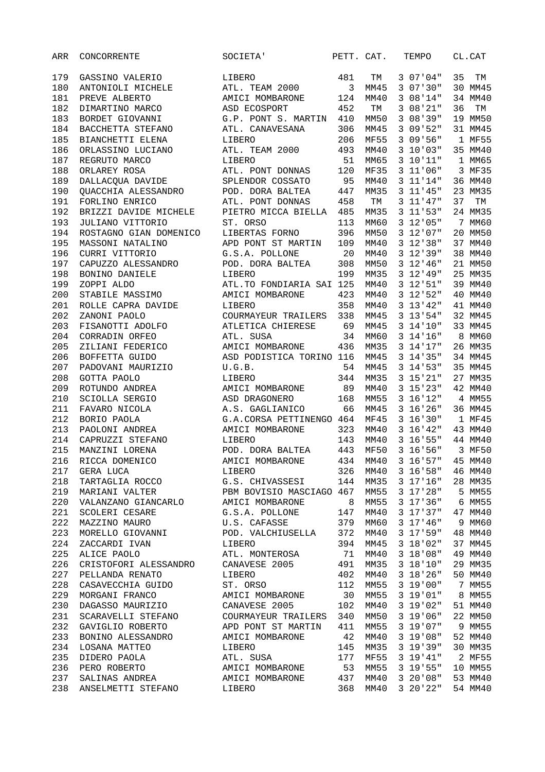| ARR | CONCORRENTE | SOCIETA' | PETT. | CAT. | TEMPO | CL.CAT |
|---|---|---|---|---|---|---|
| 179 | GASSINO VALERIO | LIBERO | 481 | TM | 3 07'04" | 35 TM |
| 180 | ANTONIOLI MICHELE | ATL. TEAM 2000 | 3 | MM45 | 3 07'30" | 30 MM45 |
| 181 | PREVE ALBERTO | AMICI MOMBARONE | 124 | MM40 | 3 08'14" | 34 MM40 |
| 182 | DIMARTINO MARCO | ASD ECOSPORT | 452 | TM | 3 08'21" | 36 TM |
| 183 | BORDET GIOVANNI | G.P. PONT S. MARTIN | 410 | MM50 | 3 08'39" | 19 MM50 |
| 184 | BACCHETTA STEFANO | ATL. CANAVESANA | 306 | MM45 | 3 09'52" | 31 MM45 |
| 185 | BIANCHETTI ELENA | LIBERO | 206 | MF55 | 3 09'56" | 1 MF55 |
| 186 | ORLASSINO LUCIANO | ATL. TEAM 2000 | 493 | MM40 | 3 10'03" | 35 MM40 |
| 187 | REGRUTO MARCO | LIBERO | 51 | MM65 | 3 10'11" | 1 MM65 |
| 188 | ORLAREY ROSA | ATL. PONT DONNAS | 120 | MF35 | 3 11'06" | 3 MF35 |
| 189 | DALLACQUA DAVIDE | SPLENDOR COSSATO | 95 | MM40 | 3 11'14" | 36 MM40 |
| 190 | QUACCHIA ALESSANDRO | POD. DORA BALTEA | 447 | MM35 | 3 11'45" | 23 MM35 |
| 191 | FORLINO ENRICO | ATL. PONT DONNAS | 458 | TM | 3 11'47" | 37 TM |
| 192 | BRIZZI DAVIDE MICHELE | PIETRO MICCA BIELLA | 485 | MM35 | 3 11'53" | 24 MM35 |
| 193 | JULIANO VITTORIO | ST. ORSO | 113 | MM60 | 3 12'05" | 7 MM60 |
| 194 | ROSTAGNO GIAN DOMENICO | LIBERTAS FORNO | 396 | MM50 | 3 12'07" | 20 MM50 |
| 195 | MASSONI NATALINO | APD PONT ST MARTIN | 109 | MM40 | 3 12'38" | 37 MM40 |
| 196 | CURRI VITTORIO | G.S.A. POLLONE | 20 | MM40 | 3 12'39" | 38 MM40 |
| 197 | CAPUZZO ALESSANDRO | POD. DORA BALTEA | 308 | MM50 | 3 12'46" | 21 MM50 |
| 198 | BONINO DANIELE | LIBERO | 199 | MM35 | 3 12'49" | 25 MM35 |
| 199 | ZOPPI ALDO | ATL.TO FONDIARIA SAI | 125 | MM40 | 3 12'51" | 39 MM40 |
| 200 | STABILE MASSIMO | AMICI MOMBARONE | 423 | MM40 | 3 12'52" | 40 MM40 |
| 201 | ROLLE CAPRA DAVIDE | LIBERO | 358 | MM40 | 3 13'42" | 41 MM40 |
| 202 | ZANONI PAOLO | COURMAYEUR TRAILERS | 338 | MM45 | 3 13'54" | 32 MM45 |
| 203 | FISANOTTI ADOLFO | ATLETICA CHIERESE | 69 | MM45 | 3 14'10" | 33 MM45 |
| 204 | CORRADIN ORFEO | ATL. SUSA | 34 | MM60 | 3 14'16" | 8 MM60 |
| 205 | ZILIANI FEDERICO | AMICI MOMBARONE | 436 | MM35 | 3 14'17" | 26 MM35 |
| 206 | BOFFETTA GUIDO | ASD PODISTICA TORINO | 116 | MM45 | 3 14'35" | 34 MM45 |
| 207 | PADOVANI MAURIZIO | U.G.B. | 54 | MM45 | 3 14'53" | 35 MM45 |
| 208 | GOTTA PAOLO | LIBERO | 344 | MM35 | 3 15'21" | 27 MM35 |
| 209 | ROTUNDO ANDREA | AMICI MOMBARONE | 89 | MM40 | 3 15'23" | 42 MM40 |
| 210 | SCIOLLA SERGIO | ASD DRAGONERO | 168 | MM55 | 3 16'12" | 4 MM55 |
| 211 | FAVARO NICOLA | A.S. GAGLIANICO | 66 | MM45 | 3 16'26" | 36 MM45 |
| 212 | BORIO PAOLA | G.A.CORSA PETTINENGO | 464 | MF45 | 3 16'30" | 1 MF45 |
| 213 | PAOLONI ANDREA | AMICI MOMBARONE | 323 | MM40 | 3 16'42" | 43 MM40 |
| 214 | CAPRUZZI STEFANO | LIBERO | 143 | MM40 | 3 16'55" | 44 MM40 |
| 215 | MANZINI LORENA | POD. DORA BALTEA | 443 | MF50 | 3 16'56" | 3 MF50 |
| 216 | RICCA DOMENICO | AMICI MOMBARONE | 434 | MM40 | 3 16'57" | 45 MM40 |
| 217 | GERA LUCA | LIBERO | 326 | MM40 | 3 16'58" | 46 MM40 |
| 218 | TARTAGLIA ROCCO | G.S. CHIVASSESI | 144 | MM35 | 3 17'16" | 28 MM35 |
| 219 | MARIANI VALTER | PBM BOVISIO MASCIAGO | 467 | MM55 | 3 17'28" | 5 MM55 |
| 220 | VALANZANO GIANCARLO | AMICI MOMBARONE | 8 | MM55 | 3 17'36" | 6 MM55 |
| 221 | SCOLERI CESARE | G.S.A. POLLONE | 147 | MM40 | 3 17'37" | 47 MM40 |
| 222 | MAZZINO MAURO | U.S. CAFASSE | 379 | MM60 | 3 17'46" | 9 MM60 |
| 223 | MORELLO GIOVANNI | POD. VALCHIUSELLA | 372 | MM40 | 3 17'59" | 48 MM40 |
| 224 | ZACCARDI IVAN | LIBERO | 394 | MM45 | 3 18'02" | 37 MM45 |
| 225 | ALICE PAOLO | ATL. MONTEROSA | 71 | MM40 | 3 18'08" | 49 MM40 |
| 226 | CRISTOFORI ALESSANDRO | CANAVESE 2005 | 491 | MM35 | 3 18'10" | 29 MM35 |
| 227 | PELLANDA RENATO | LIBERO | 402 | MM40 | 3 18'26" | 50 MM40 |
| 228 | CASAVECCHIA GUIDO | ST. ORSO | 112 | MM55 | 3 19'00" | 7 MM55 |
| 229 | MORGANI FRANCO | AMICI MOMBARONE | 30 | MM55 | 3 19'01" | 8 MM55 |
| 230 | DAGASSO MAURIZIO | CANAVESE 2005 | 102 | MM40 | 3 19'02" | 51 MM40 |
| 231 | SCARAVELLI STEFANO | COURMAYEUR TRAILERS | 340 | MM50 | 3 19'06" | 22 MM50 |
| 232 | GAVIGLIO ROBERTO | APD PONT ST MARTIN | 411 | MM55 | 3 19'07" | 9 MM55 |
| 233 | BONINO ALESSANDRO | AMICI MOMBARONE | 42 | MM40 | 3 19'08" | 52 MM40 |
| 234 | LOSANA MATTEO | LIBERO | 145 | MM35 | 3 19'39" | 30 MM35 |
| 235 | DIDERO PAOLA | ATL. SUSA | 177 | MF55 | 3 19'41" | 2 MF55 |
| 236 | PERO ROBERTO | AMICI MOMBARONE | 53 | MM55 | 3 19'55" | 10 MM55 |
| 237 | SALINAS ANDREA | AMICI MOMBARONE | 437 | MM40 | 3 20'08" | 53 MM40 |
| 238 | ANSELMETTI STEFANO | LIBERO | 368 | MM40 | 3 20'22" | 54 MM40 |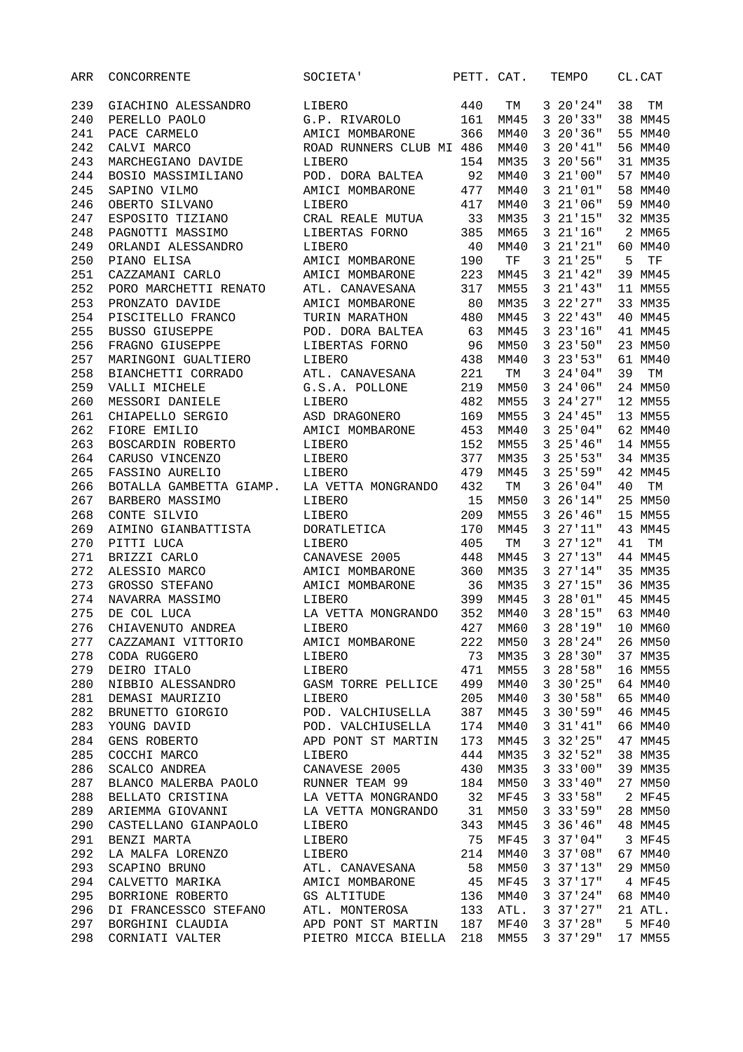| ARR | CONCORRENTE | SOCIETA' | PETT. | CAT. | TEMPO | CL.CAT |
|---|---|---|---|---|---|---|
| 239 | GIACHINO ALESSANDRO | LIBERO | 440 | TM | 3 20'24" | 38 TM |
| 240 | PERELLO PAOLO | G.P. RIVAROLO | 161 | MM45 | 3 20'33" | 38 MM45 |
| 241 | PACE CARMELO | AMICI MOMBARONE | 366 | MM40 | 3 20'36" | 55 MM40 |
| 242 | CALVI MARCO | ROAD RUNNERS CLUB MI | 486 | MM40 | 3 20'41" | 56 MM40 |
| 243 | MARCHEGIANO DAVIDE | LIBERO | 154 | MM35 | 3 20'56" | 31 MM35 |
| 244 | BOSIO MASSIMILIANO | POD. DORA BALTEA | 92 | MM40 | 3 21'00" | 57 MM40 |
| 245 | SAPINO VILMO | AMICI MOMBARONE | 477 | MM40 | 3 21'01" | 58 MM40 |
| 246 | OBERTO SILVANO | LIBERO | 417 | MM40 | 3 21'06" | 59 MM40 |
| 247 | ESPOSITO TIZIANO | CRAL REALE MUTUA | 33 | MM35 | 3 21'15" | 32 MM35 |
| 248 | PAGNOTTI MASSIMO | LIBERTAS FORNO | 385 | MM65 | 3 21'16" | 2 MM65 |
| 249 | ORLANDI ALESSANDRO | LIBERO | 40 | MM40 | 3 21'21" | 60 MM40 |
| 250 | PIANO ELISA | AMICI MOMBARONE | 190 | TF | 3 21'25" | 5 TF |
| 251 | CAZZAMANI CARLO | AMICI MOMBARONE | 223 | MM45 | 3 21'42" | 39 MM45 |
| 252 | PORO MARCHETTI RENATO | ATL. CANAVESANA | 317 | MM55 | 3 21'43" | 11 MM55 |
| 253 | PRONZATO DAVIDE | AMICI MOMBARONE | 80 | MM35 | 3 22'27" | 33 MM35 |
| 254 | PISCITELLO FRANCO | TURIN MARATHON | 480 | MM45 | 3 22'43" | 40 MM45 |
| 255 | BUSSO GIUSEPPE | POD. DORA BALTEA | 63 | MM45 | 3 23'16" | 41 MM45 |
| 256 | FRAGNO GIUSEPPE | LIBERTAS FORNO | 96 | MM50 | 3 23'50" | 23 MM50 |
| 257 | MARINGONI GUALTIERO | LIBERO | 438 | MM40 | 3 23'53" | 61 MM40 |
| 258 | BIANCHETTI CORRADO | ATL. CANAVESANA | 221 | TM | 3 24'04" | 39 TM |
| 259 | VALLI MICHELE | G.S.A. POLLONE | 219 | MM50 | 3 24'06" | 24 MM50 |
| 260 | MESSORI DANIELE | LIBERO | 482 | MM55 | 3 24'27" | 12 MM55 |
| 261 | CHIAPELLO SERGIO | ASD DRAGONERO | 169 | MM55 | 3 24'45" | 13 MM55 |
| 262 | FIORE EMILIO | AMICI MOMBARONE | 453 | MM40 | 3 25'04" | 62 MM40 |
| 263 | BOSCARDIN ROBERTO | LIBERO | 152 | MM55 | 3 25'46" | 14 MM55 |
| 264 | CARUSO VINCENZO | LIBERO | 377 | MM35 | 3 25'53" | 34 MM35 |
| 265 | FASSINO AURELIO | LIBERO | 479 | MM45 | 3 25'59" | 42 MM45 |
| 266 | BOTALLA GAMBETTA GIAMP. | LA VETTA MONGRANDO | 432 | TM | 3 26'04" | 40 TM |
| 267 | BARBERO MASSIMO | LIBERO | 15 | MM50 | 3 26'14" | 25 MM50 |
| 268 | CONTE SILVIO | LIBERO | 209 | MM55 | 3 26'46" | 15 MM55 |
| 269 | AIMINO GIANBATTISTA | DORATLETICA | 170 | MM45 | 3 27'11" | 43 MM45 |
| 270 | PITTI LUCA | LIBERO | 405 | TM | 3 27'12" | 41 TM |
| 271 | BRIZZI CARLO | CANAVESE 2005 | 448 | MM45 | 3 27'13" | 44 MM45 |
| 272 | ALESSIO MARCO | AMICI MOMBARONE | 360 | MM35 | 3 27'14" | 35 MM35 |
| 273 | GROSSO STEFANO | AMICI MOMBARONE | 36 | MM35 | 3 27'15" | 36 MM35 |
| 274 | NAVARRA MASSIMO | LIBERO | 399 | MM45 | 3 28'01" | 45 MM45 |
| 275 | DE COL LUCA | LA VETTA MONGRANDO | 352 | MM40 | 3 28'15" | 63 MM40 |
| 276 | CHIAVENUTO ANDREA | LIBERO | 427 | MM60 | 3 28'19" | 10 MM60 |
| 277 | CAZZAMANI VITTORIO | AMICI MOMBARONE | 222 | MM50 | 3 28'24" | 26 MM50 |
| 278 | CODA RUGGERO | LIBERO | 73 | MM35 | 3 28'30" | 37 MM35 |
| 279 | DEIRO ITALO | LIBERO | 471 | MM55 | 3 28'58" | 16 MM55 |
| 280 | NIBBIO ALESSANDRO | GASM TORRE PELLICE | 499 | MM40 | 3 30'25" | 64 MM40 |
| 281 | DEMASI MAURIZIO | LIBERO | 205 | MM40 | 3 30'58" | 65 MM40 |
| 282 | BRUNETTO GIORGIO | POD. VALCHIUSELLA | 387 | MM45 | 3 30'59" | 46 MM45 |
| 283 | YOUNG DAVID | POD. VALCHIUSELLA | 174 | MM40 | 3 31'41" | 66 MM40 |
| 284 | GENS ROBERTO | APD PONT ST MARTIN | 173 | MM45 | 3 32'25" | 47 MM45 |
| 285 | COCCHI MARCO | LIBERO | 444 | MM35 | 3 32'52" | 38 MM35 |
| 286 | SCALCO ANDREA | CANAVESE 2005 | 430 | MM35 | 3 33'00" | 39 MM35 |
| 287 | BLANCO MALERBA PAOLO | RUNNER TEAM 99 | 184 | MM50 | 3 33'40" | 27 MM50 |
| 288 | BELLATO CRISTINA | LA VETTA MONGRANDO | 32 | MF45 | 3 33'58" | 2 MF45 |
| 289 | ARIEMMA GIOVANNI | LA VETTA MONGRANDO | 31 | MM50 | 3 33'59" | 28 MM50 |
| 290 | CASTELLANO GIANPAOLO | LIBERO | 343 | MM45 | 3 36'46" | 48 MM45 |
| 291 | BENZI MARTA | LIBERO | 75 | MF45 | 3 37'04" | 3 MF45 |
| 292 | LA MALFA LORENZO | LIBERO | 214 | MM40 | 3 37'08" | 67 MM40 |
| 293 | SCAPINO BRUNO | ATL. CANAVESANA | 58 | MM50 | 3 37'13" | 29 MM50 |
| 294 | CALVETTO MARIKA | AMICI MOMBARONE | 45 | MF45 | 3 37'17" | 4 MF45 |
| 295 | BORRIONE ROBERTO | GS ALTITUDE | 136 | MM40 | 3 37'24" | 68 MM40 |
| 296 | DI FRANCESSCO STEFANO | ATL. MONTEROSA | 133 | ATL. | 3 37'27" | 21 ATL. |
| 297 | BORGHINI CLAUDIA | APD PONT ST MARTIN | 187 | MF40 | 3 37'28" | 5 MF40 |
| 298 | CORNIATI VALTER | PIETRO MICCA BIELLA | 218 | MM55 | 3 37'29" | 17 MM55 |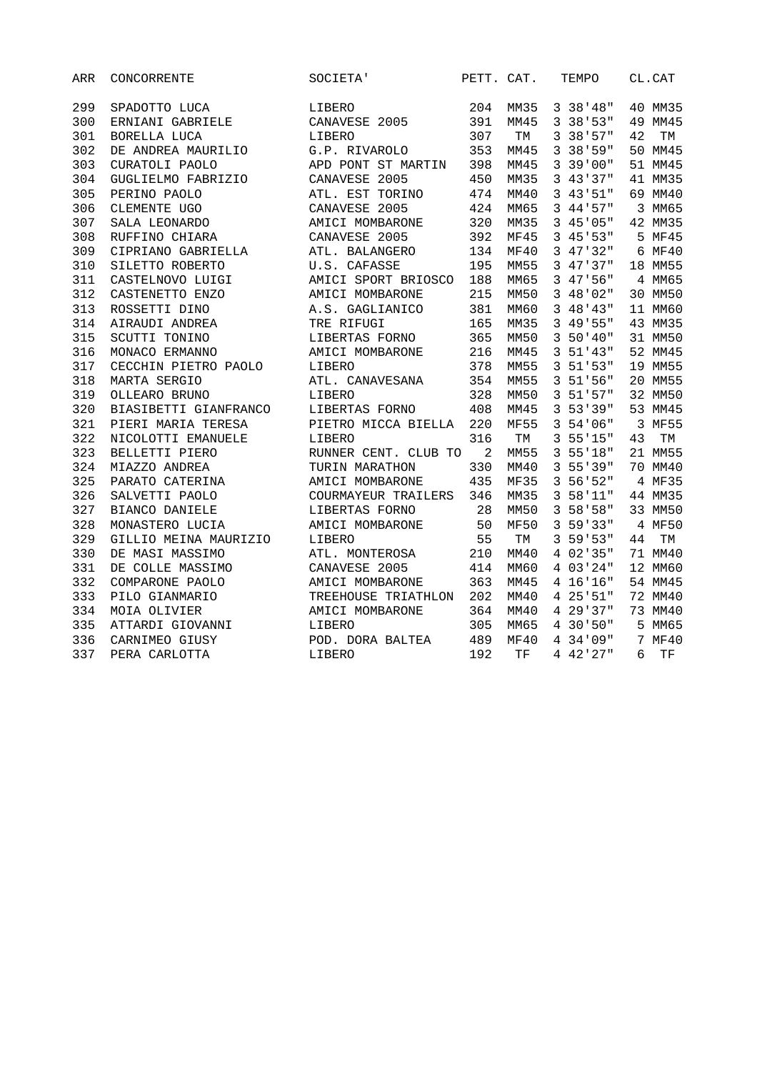| ARR | CONCORRENTE | SOCIETA' | PETT. | CAT. | TEMPO | CL.CAT |
|---|---|---|---|---|---|---|
| 299 | SPADOTTO LUCA | LIBERO | 204 | MM35 | 3 38'48" | 40 MM35 |
| 300 | ERNIANI GABRIELE | CANAVESE 2005 | 391 | MM45 | 3 38'53" | 49 MM45 |
| 301 | BORELLA LUCA | LIBERO | 307 | TM | 3 38'57" | 42 TM |
| 302 | DE ANDREA MAURILIO | G.P. RIVAROLO | 353 | MM45 | 3 38'59" | 50 MM45 |
| 303 | CURATOLI PAOLO | APD PONT ST MARTIN | 398 | MM45 | 3 39'00" | 51 MM45 |
| 304 | GUGLIELMO FABRIZIO | CANAVESE 2005 | 450 | MM35 | 3 43'37" | 41 MM35 |
| 305 | PERINO PAOLO | ATL. EST TORINO | 474 | MM40 | 3 43'51" | 69 MM40 |
| 306 | CLEMENTE UGO | CANAVESE 2005 | 424 | MM65 | 3 44'57" | 3 MM65 |
| 307 | SALA LEONARDO | AMICI MOMBARONE | 320 | MM35 | 3 45'05" | 42 MM35 |
| 308 | RUFFINO CHIARA | CANAVESE 2005 | 392 | MF45 | 3 45'53" | 5 MF45 |
| 309 | CIPRIANO GABRIELLA | ATL. BALANGERO | 134 | MF40 | 3 47'32" | 6 MF40 |
| 310 | SILETTO ROBERTO | U.S. CAFASSE | 195 | MM55 | 3 47'37" | 18 MM55 |
| 311 | CASTELNOVO LUIGI | AMICI SPORT BRIOSCO | 188 | MM65 | 3 47'56" | 4 MM65 |
| 312 | CASTENETTO ENZO | AMICI MOMBARONE | 215 | MM50 | 3 48'02" | 30 MM50 |
| 313 | ROSSETTI DINO | A.S. GAGLIANICO | 381 | MM60 | 3 48'43" | 11 MM60 |
| 314 | AIRAUDI ANDREA | TRE RIFUGI | 165 | MM35 | 3 49'55" | 43 MM35 |
| 315 | SCUTTI TONINO | LIBERTAS FORNO | 365 | MM50 | 3 50'40" | 31 MM50 |
| 316 | MONACO ERMANNO | AMICI MOMBARONE | 216 | MM45 | 3 51'43" | 52 MM45 |
| 317 | CECCHIN PIETRO PAOLO | LIBERO | 378 | MM55 | 3 51'53" | 19 MM55 |
| 318 | MARTA SERGIO | ATL. CANAVESANA | 354 | MM55 | 3 51'56" | 20 MM55 |
| 319 | OLLEARO BRUNO | LIBERO | 328 | MM50 | 3 51'57" | 32 MM50 |
| 320 | BIASIBETTI GIANFRANCO | LIBERTAS FORNO | 408 | MM45 | 3 53'39" | 53 MM45 |
| 321 | PIERI MARIA TERESA | PIETRO MICCA BIELLA | 220 | MF55 | 3 54'06" | 3 MF55 |
| 322 | NICOLOTTI EMANUELE | LIBERO | 316 | TM | 3 55'15" | 43 TM |
| 323 | BELLETTI PIERO | RUNNER CENT. CLUB TO | 2 | MM55 | 3 55'18" | 21 MM55 |
| 324 | MIAZZO ANDREA | TURIN MARATHON | 330 | MM40 | 3 55'39" | 70 MM40 |
| 325 | PARATO CATERINA | AMICI MOMBARONE | 435 | MF35 | 3 56'52" | 4 MF35 |
| 326 | SALVETTI PAOLO | COURMAYEUR TRAILERS | 346 | MM35 | 3 58'11" | 44 MM35 |
| 327 | BIANCO DANIELE | LIBERTAS FORNO | 28 | MM50 | 3 58'58" | 33 MM50 |
| 328 | MONASTERO LUCIA | AMICI MOMBARONE | 50 | MF50 | 3 59'33" | 4 MF50 |
| 329 | GILLIO MEINA MAURIZIO | LIBERO | 55 | TM | 3 59'53" | 44 TM |
| 330 | DE MASI MASSIMO | ATL. MONTEROSA | 210 | MM40 | 4 02'35" | 71 MM40 |
| 331 | DE COLLE MASSIMO | CANAVESE 2005 | 414 | MM60 | 4 03'24" | 12 MM60 |
| 332 | COMPARONE PAOLO | AMICI MOMBARONE | 363 | MM45 | 4 16'16" | 54 MM45 |
| 333 | PILO GIANMARIO | TREEHOUSE TRIATHLON | 202 | MM40 | 4 25'51" | 72 MM40 |
| 334 | MOIA OLIVIER | AMICI MOMBARONE | 364 | MM40 | 4 29'37" | 73 MM40 |
| 335 | ATTARDI GIOVANNI | LIBERO | 305 | MM65 | 4 30'50" | 5 MM65 |
| 336 | CARNIMEO GIUSY | POD. DORA BALTEA | 489 | MF40 | 4 34'09" | 7 MF40 |
| 337 | PERA CARLOTTA | LIBERO | 192 | TF | 4 42'27" | 6 TF |